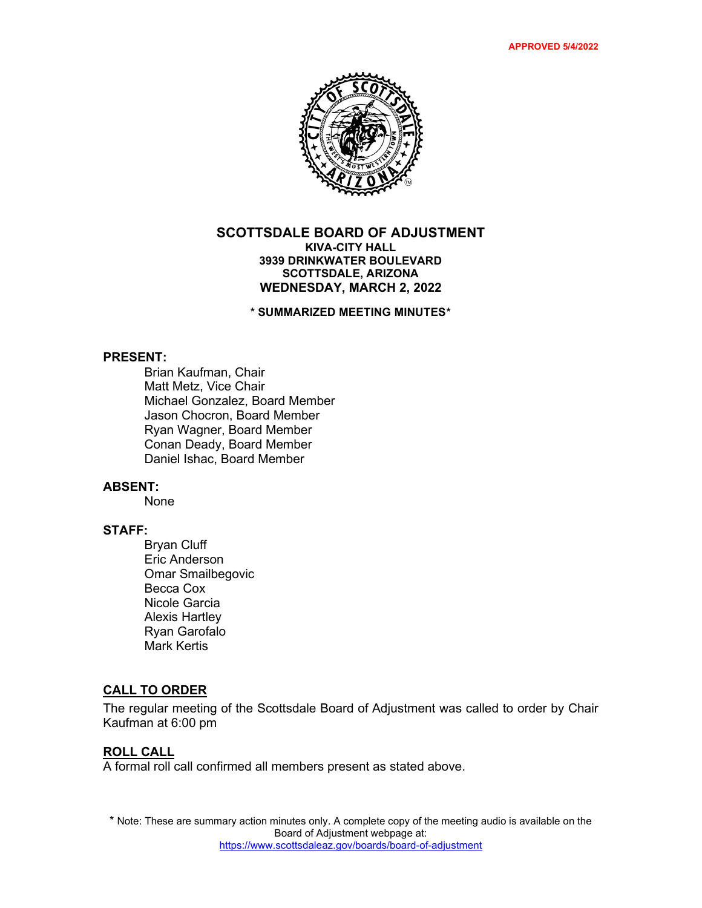APPROVED 5/4/2022

# SCOTTSDALE BOARD OF ADJUSTMENT

**KIVA-CITY HALL**
**3939 DRINKWATER BOULEVARD**
**SCOTTSDALE, ARIZONA**
**WEDNESDAY, MARCH 2, 2022**

**\* SUMMARIZED MEETING MINUTES\***

**PRESENT:**

Brian Kaufman, Chair
Matt Metz, Vice Chair
Michael Gonzalez, Board Member
Jason Chocron, Board Member
Ryan Wagner, Board Member
Conan Deady, Board Member
Daniel Ishac, Board Member

**ABSENT:**

None

**STAFF:**

Bryan Cluff
Eric Anderson
Omar Smailbegovic
Becca Cox
Nicole Garcia
Alexis Hartley
Ryan Garofalo
Mark Kertis

## CALL TO ORDER

The regular meeting of the Scottsdale Board of Adjustment was called to order by Chair Kaufman at 6:00 pm

## ROLL CALL

A formal roll call confirmed all members present as stated above.

\* Note: These are summary action minutes only. A complete copy of the meeting audio is available on the Board of Adjustment webpage at: https://www.scottsdaleaz.gov/boards/board-of-adjustment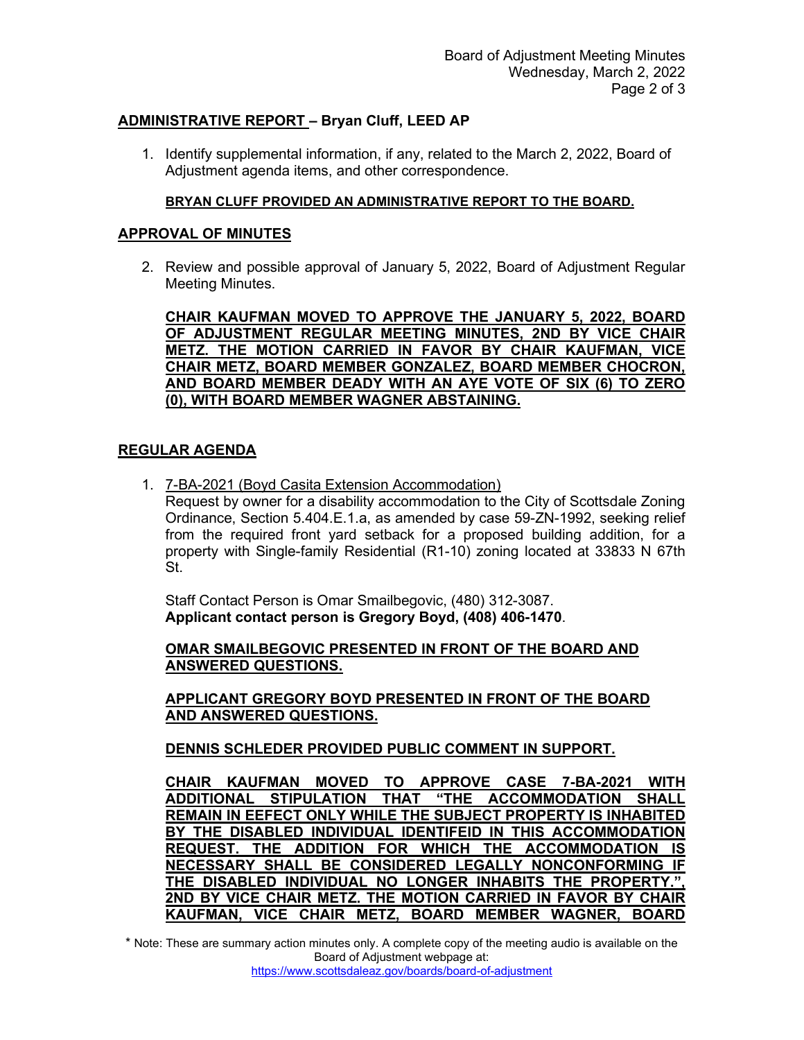## ADMINISTRATIVE REPORT – Bryan Cluff, LEED AP

1. Identify supplemental information, if any, related to the March 2, 2022, Board of Adjustment agenda items, and other correspondence.

   **BRYAN CLUFF PROVIDED AN ADMINISTRATIVE REPORT TO THE BOARD.**

## APPROVAL OF MINUTES

2. Review and possible approval of January 5, 2022, Board of Adjustment Regular Meeting Minutes.

   **CHAIR KAUFMAN MOVED TO APPROVE THE JANUARY 5, 2022, BOARD OF ADJUSTMENT REGULAR MEETING MINUTES, 2ND BY VICE CHAIR METZ. THE MOTION CARRIED IN FAVOR BY CHAIR KAUFMAN, VICE CHAIR METZ, BOARD MEMBER GONZALEZ, BOARD MEMBER CHOCRON, AND BOARD MEMBER DEADY WITH AN AYE VOTE OF SIX (6) TO ZERO (0), WITH BOARD MEMBER WAGNER ABSTAINING.**

## REGULAR AGENDA

1. 7-BA-2021 (Boyd Casita Extension Accommodation)
   Request by owner for a disability accommodation to the City of Scottsdale Zoning Ordinance, Section 5.404.E.1.a, as amended by case 59-ZN-1992, seeking relief from the required front yard setback for a proposed building addition, for a property with Single-family Residential (R1-10) zoning located at 33833 N 67th St.

   Staff Contact Person is Omar Smailbegovic, (480) 312-3087.
   **Applicant contact person is Gregory Boyd, (408) 406-1470**.

   **OMAR SMAILBEGOVIC PRESENTED IN FRONT OF THE BOARD AND ANSWERED QUESTIONS.**

   **APPLICANT GREGORY BOYD PRESENTED IN FRONT OF THE BOARD AND ANSWERED QUESTIONS.**

   **DENNIS SCHLEDER PROVIDED PUBLIC COMMENT IN SUPPORT.**

   **CHAIR KAUFMAN MOVED TO APPROVE CASE 7-BA-2021 WITH ADDITIONAL STIPULATION THAT "THE ACCOMMODATION SHALL REMAIN IN EEFECT ONLY WHILE THE SUBJECT PROPERTY IS INHABITED BY THE DISABLED INDIVIDUAL IDENTIFEID IN THIS ACCOMMODATION REQUEST. THE ADDITION FOR WHICH THE ACCOMMODATION IS NECESSARY SHALL BE CONSIDERED LEGALLY NONCONFORMING IF THE DISABLED INDIVIDUAL NO LONGER INHABITS THE PROPERTY.", 2ND BY VICE CHAIR METZ. THE MOTION CARRIED IN FAVOR BY CHAIR KAUFMAN, VICE CHAIR METZ, BOARD MEMBER WAGNER, BOARD**

* Note: These are summary action minutes only. A complete copy of the meeting audio is available on the Board of Adjustment webpage at: https://www.scottsdaleaz.gov/boards/board-of-adjustment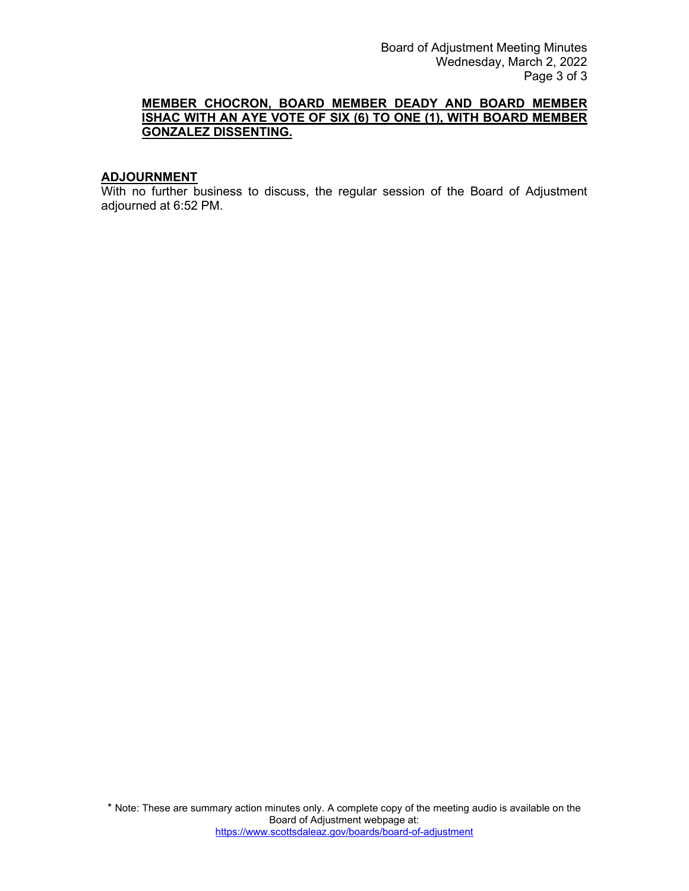**<u>MEMBER CHOCRON, BOARD MEMBER DEADY AND BOARD MEMBER ISHAC WITH AN AYE VOTE OF SIX (6) TO ONE (1), WITH BOARD MEMBER GONZALEZ DISSENTING.</u>**

## ADJOURNMENT

With no further business to discuss, the regular session of the Board of Adjustment adjourned at 6:52 PM.

* Note: These are summary action minutes only. A complete copy of the meeting audio is available on the Board of Adjustment webpage at: https://www.scottsdaleaz.gov/boards/board-of-adjustment